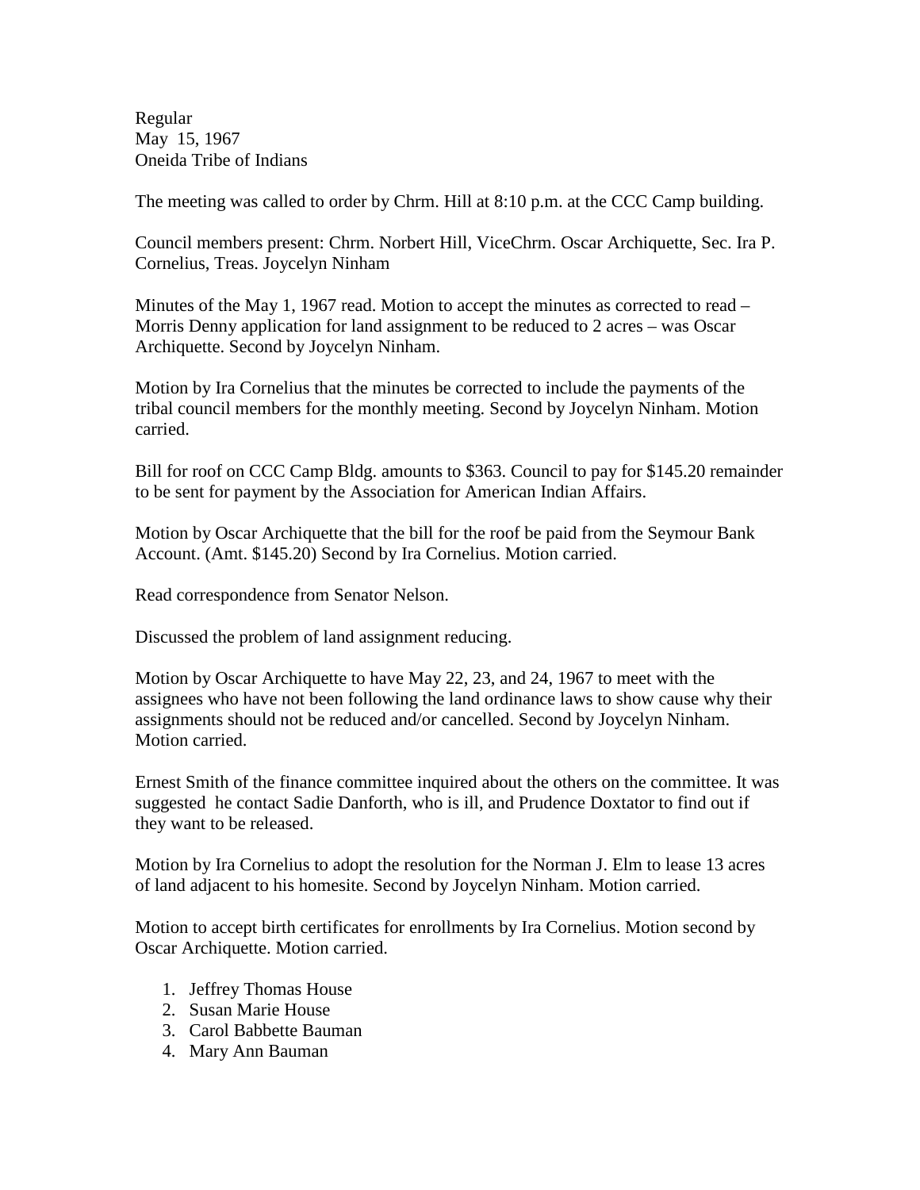Regular
May 15, 1967
Oneida Tribe of Indians

The meeting was called to order by Chrm. Hill at 8:10 p.m. at the CCC Camp building.

Council members present: Chrm. Norbert Hill, ViceChrm. Oscar Archiquette, Sec. Ira P. Cornelius, Treas. Joycelyn Ninham

Minutes of the May 1, 1967 read. Motion to accept the minutes as corrected to read – Morris Denny application for land assignment to be reduced to 2 acres – was Oscar Archiquette. Second by Joycelyn Ninham.

Motion by Ira Cornelius that the minutes be corrected to include the payments of the tribal council members for the monthly meeting. Second by Joycelyn Ninham. Motion carried.

Bill for roof on CCC Camp Bldg. amounts to $363. Council to pay for $145.20 remainder to be sent for payment by the Association for American Indian Affairs.

Motion by Oscar Archiquette that the bill for the roof be paid from the Seymour Bank Account. (Amt. $145.20) Second by Ira Cornelius. Motion carried.

Read correspondence from Senator Nelson.

Discussed the problem of land assignment reducing.

Motion by Oscar Archiquette to have May 22, 23, and 24, 1967 to meet with the assignees who have not been following the land ordinance laws to show cause why their assignments should not be reduced and/or cancelled. Second by Joycelyn Ninham. Motion carried.

Ernest Smith of the finance committee inquired about the others on the committee. It was suggested he contact Sadie Danforth, who is ill, and Prudence Doxtator to find out if they want to be released.

Motion by Ira Cornelius to adopt the resolution for the Norman J. Elm to lease 13 acres of land adjacent to his homesite. Second by Joycelyn Ninham. Motion carried.

Motion to accept birth certificates for enrollments by Ira Cornelius. Motion second by Oscar Archiquette. Motion carried.

1. Jeffrey Thomas House
2. Susan Marie House
3. Carol Babbette Bauman
4. Mary Ann Bauman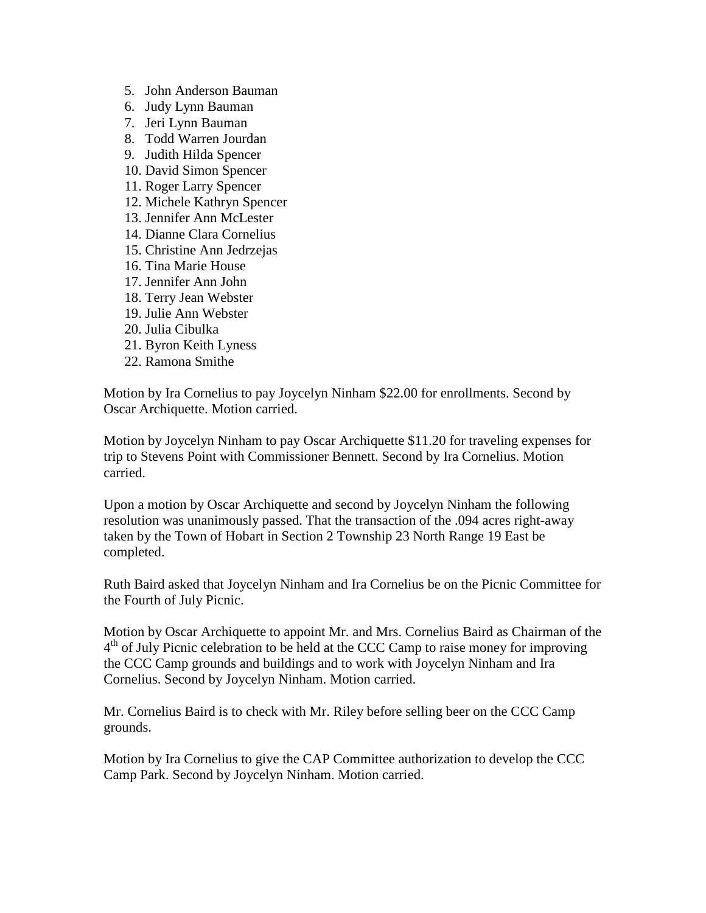5. John Anderson Bauman
6. Judy Lynn Bauman
7. Jeri Lynn Bauman
8. Todd Warren Jourdan
9. Judith Hilda Spencer
10. David Simon Spencer
11. Roger Larry Spencer
12. Michele Kathryn Spencer
13. Jennifer Ann McLester
14. Dianne Clara Cornelius
15. Christine Ann Jedrzejas
16. Tina Marie House
17. Jennifer Ann John
18. Terry Jean Webster
19. Julie Ann Webster
20. Julia Cibulka
21. Byron Keith Lyness
22. Ramona Smithe

Motion by Ira Cornelius to pay Joycelyn Ninham $22.00 for enrollments. Second by Oscar Archiquette. Motion carried.

Motion by Joycelyn Ninham to pay Oscar Archiquette $11.20 for traveling expenses for trip to Stevens Point with Commissioner Bennett. Second by Ira Cornelius. Motion carried.

Upon a motion by Oscar Archiquette and second by Joycelyn Ninham the following resolution was unanimously passed. That the transaction of the .094 acres right-away taken by the Town of Hobart in Section 2 Township 23 North Range 19 East be completed.

Ruth Baird asked that Joycelyn Ninham and Ira Cornelius be on the Picnic Committee for the Fourth of July Picnic.

Motion by Oscar Archiquette to appoint Mr. and Mrs. Cornelius Baird as Chairman of the 4th of July Picnic celebration to be held at the CCC Camp to raise money for improving the CCC Camp grounds and buildings and to work with Joycelyn Ninham and Ira Cornelius. Second by Joycelyn Ninham. Motion carried.

Mr. Cornelius Baird is to check with Mr. Riley before selling beer on the CCC Camp grounds.

Motion by Ira Cornelius to give the CAP Committee authorization to develop the CCC Camp Park. Second by Joycelyn Ninham. Motion carried.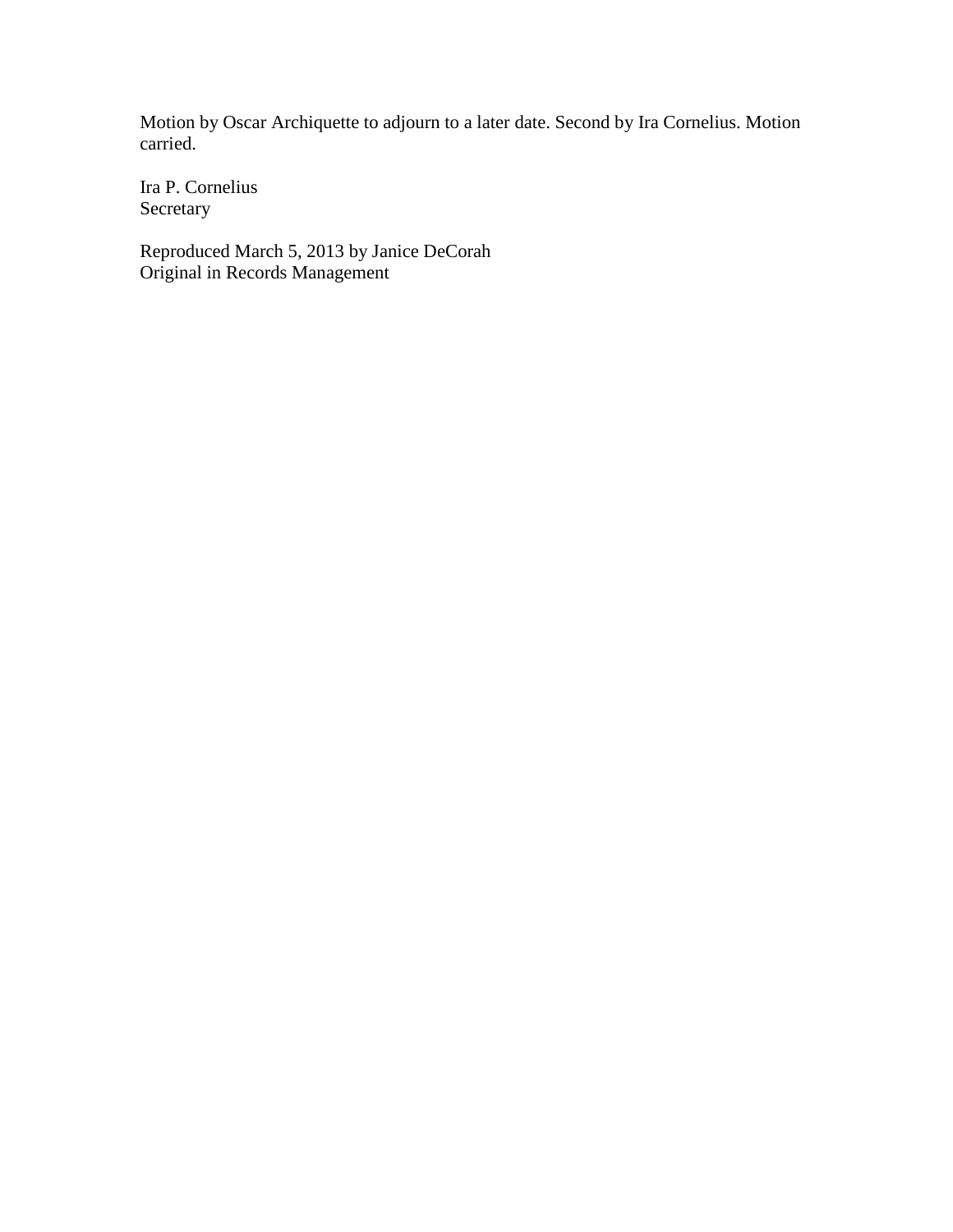Motion by Oscar Archiquette to adjourn to a later date. Second by Ira Cornelius. Motion carried.

Ira P. Cornelius
Secretary

Reproduced March 5, 2013 by Janice DeCorah
Original in Records Management